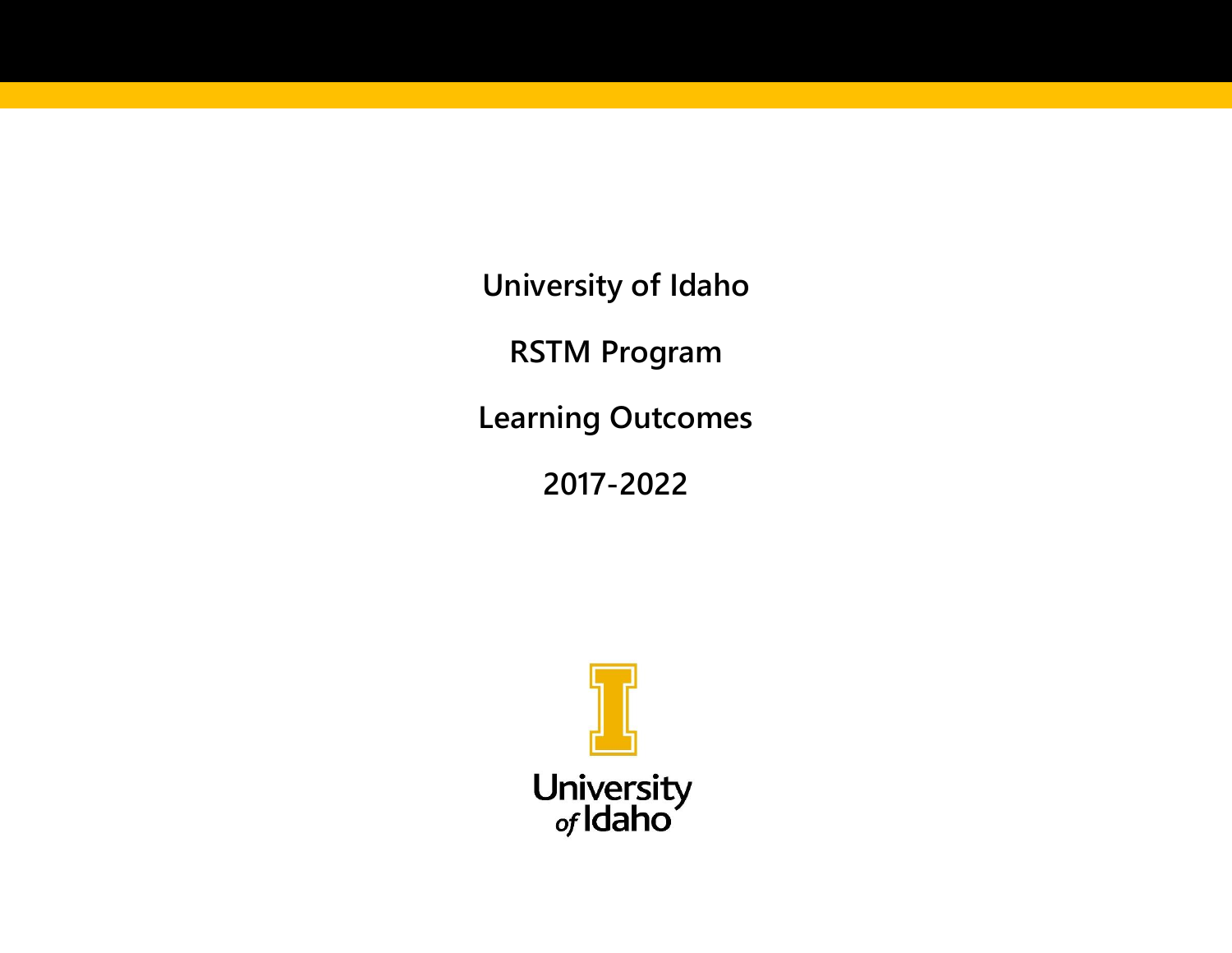# University of Idaho

# RSTM Program

# Learning Outcomes

# 2017-2022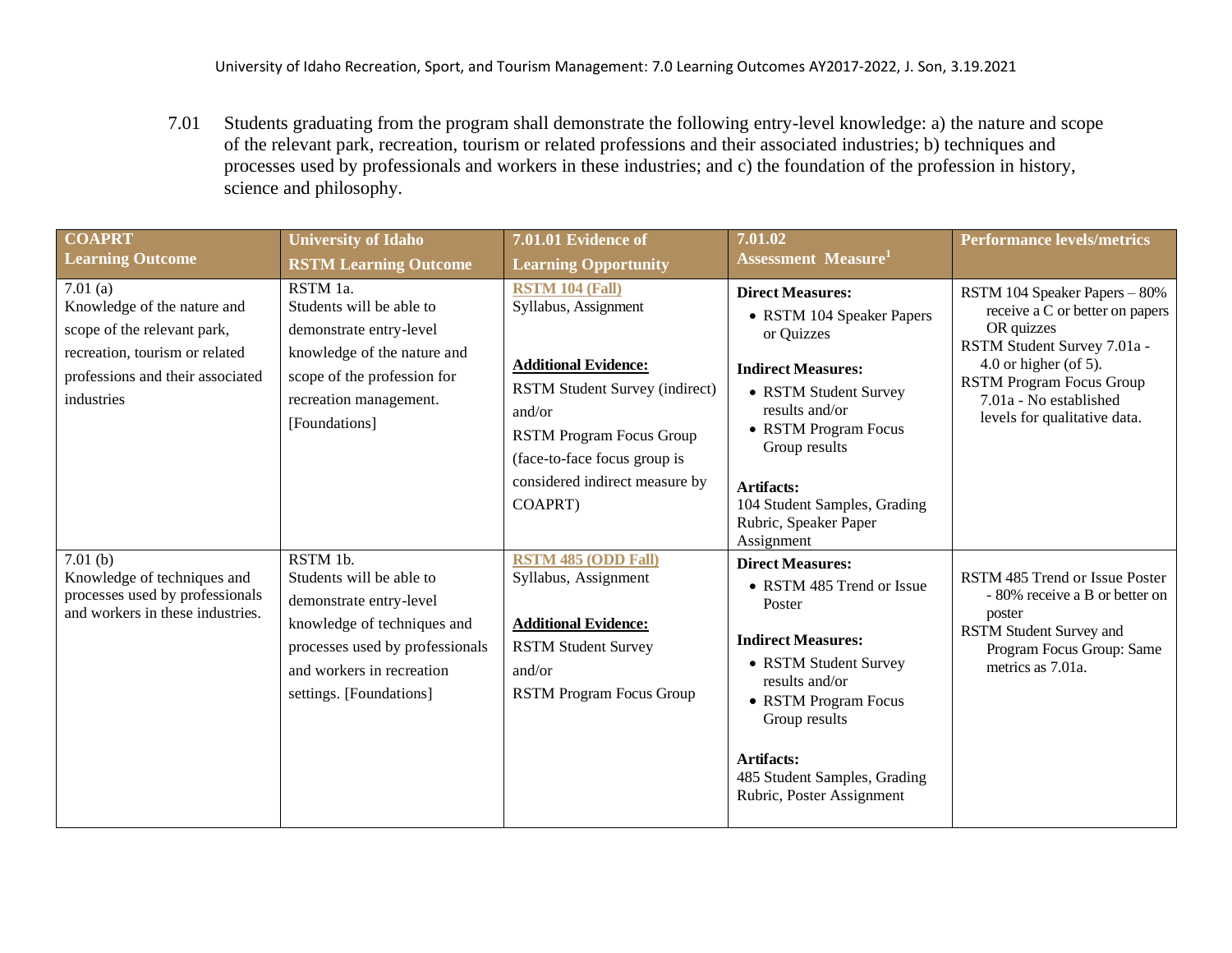7.01 Students graduating from the program shall demonstrate the following entry-level knowledge: a) the nature and scope of the relevant park, recreation, tourism or related professions and their associated industries; b) techniques and processes used by professionals and workers in these industries; and c) the foundation of the profession in history, science and philosophy.

| COAPRT Learning Outcome | University of Idaho RSTM Learning Outcome | 7.01.01 Evidence of Learning Opportunity | 7.01.02 Assessment Measure[1] | Performance levels/metrics |
|---|---|---|---|---|
| 7.01 (a)<br>Knowledge of the nature and scope of the relevant park, recreation, tourism or related professions and their associated industries | RSTM 1a.<br>Students will be able to demonstrate entry-level knowledge of the nature and scope of the profession for recreation management. [Foundations] | **RSTM 104 (Fall)**<br>Syllabus, Assignment<br><br>**Additional Evidence:**<br>RSTM Student Survey (indirect) and/or<br>RSTM Program Focus Group (face-to-face focus group is considered indirect measure by COAPRT) | **Direct Measures:**<br>• RSTM 104 Speaker Papers or Quizzes<br><br>**Indirect Measures:**<br>• RSTM Student Survey results and/or<br>• RSTM Program Focus Group results<br><br>**Artifacts:**<br>104 Student Samples, Grading Rubric, Speaker Paper Assignment | RSTM 104 Speaker Papers – 80% receive a C or better on papers OR quizzes<br>RSTM Student Survey 7.01a - 4.0 or higher (of 5).<br>RSTM Program Focus Group 7.01a - No established levels for qualitative data. |
| 7.01 (b)<br>Knowledge of techniques and processes used by professionals and workers in these industries. | RSTM 1b.<br>Students will be able to demonstrate entry-level knowledge of techniques and processes used by professionals and workers in recreation settings. [Foundations] | **RSTM 485 (ODD Fall)**<br>Syllabus, Assignment<br><br>**Additional Evidence:**<br>RSTM Student Survey<br>and/or<br>RSTM Program Focus Group | **Direct Measures:**<br>• RSTM 485 Trend or Issue Poster<br><br>**Indirect Measures:**<br>• RSTM Student Survey results and/or<br>• RSTM Program Focus Group results<br><br>**Artifacts:**<br>485 Student Samples, Grading Rubric, Poster Assignment | RSTM 485 Trend or Issue Poster - 80% receive a B or better on poster<br>RSTM Student Survey and Program Focus Group: Same metrics as 7.01a. |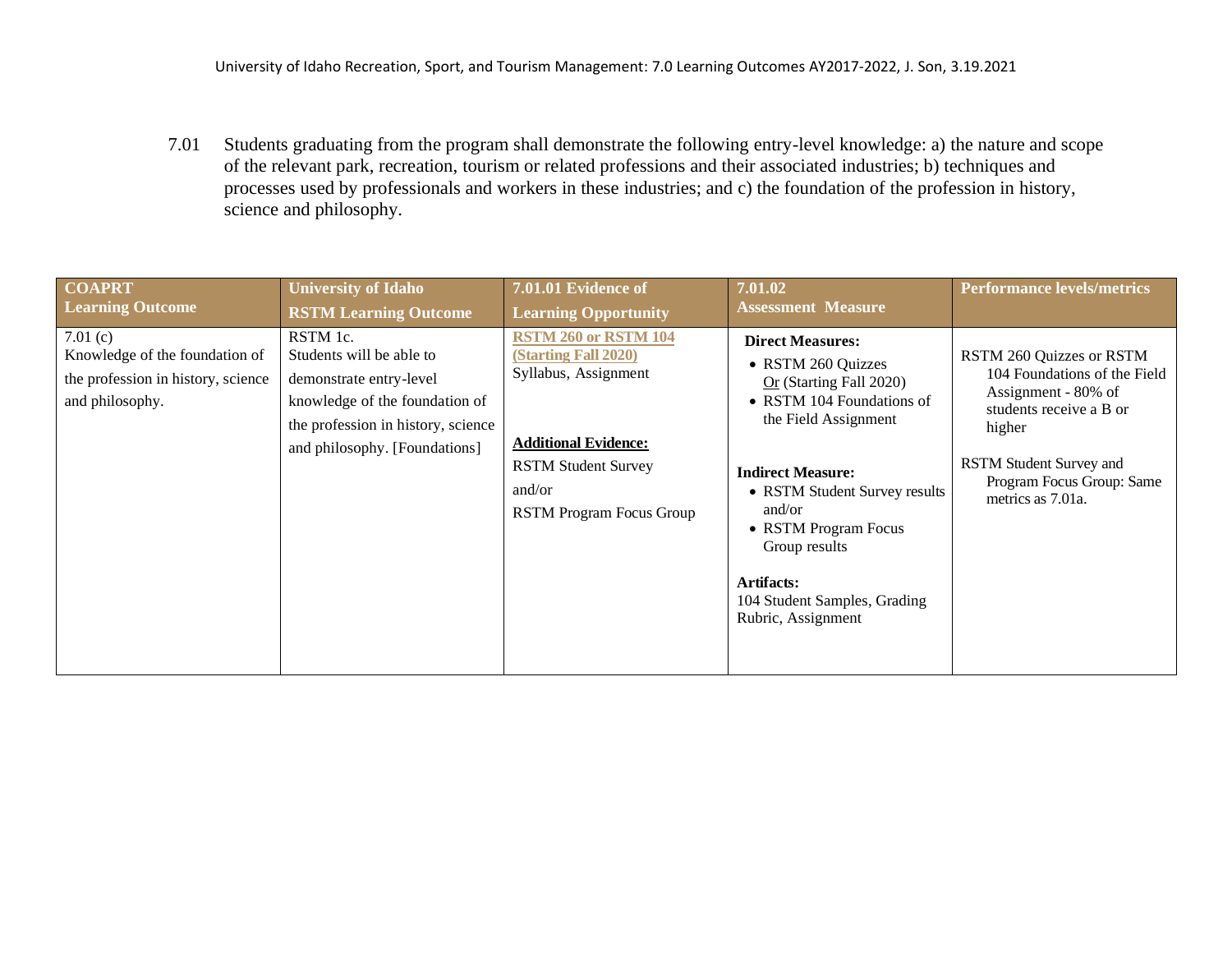7.01 Students graduating from the program shall demonstrate the following entry-level knowledge: a) the nature and scope of the relevant park, recreation, tourism or related professions and their associated industries; b) techniques and processes used by professionals and workers in these industries; and c) the foundation of the profession in history, science and philosophy.

| COAPRT Learning Outcome | University of Idaho RSTM Learning Outcome | 7.01.01 Evidence of Learning Opportunity | 7.01.02 Assessment Measure | Performance levels/metrics |
|---|---|---|---|---|
| 7.01 (c)<br>Knowledge of the foundation of the profession in history, science and philosophy. | RSTM 1c.<br>Students will be able to demonstrate entry-level knowledge of the foundation of the profession in history, science and philosophy. [Foundations] | **RSTM 260 or RSTM 104 (Starting Fall 2020)**<br>Syllabus, Assignment<br><br>**Additional Evidence:**<br>RSTM Student Survey<br>and/or<br>RSTM Program Focus Group | **Direct Measures:**<br>• RSTM 260 Quizzes<br>Or (Starting Fall 2020)<br>• RSTM 104 Foundations of the Field Assignment<br><br>**Indirect Measure:**<br>• RSTM Student Survey results and/or<br>• RSTM Program Focus Group results<br><br>**Artifacts:**<br>104 Student Samples, Grading Rubric, Assignment | RSTM 260 Quizzes or RSTM 104 Foundations of the Field Assignment - 80% of students receive a B or higher<br><br>RSTM Student Survey and Program Focus Group: Same metrics as 7.01a. |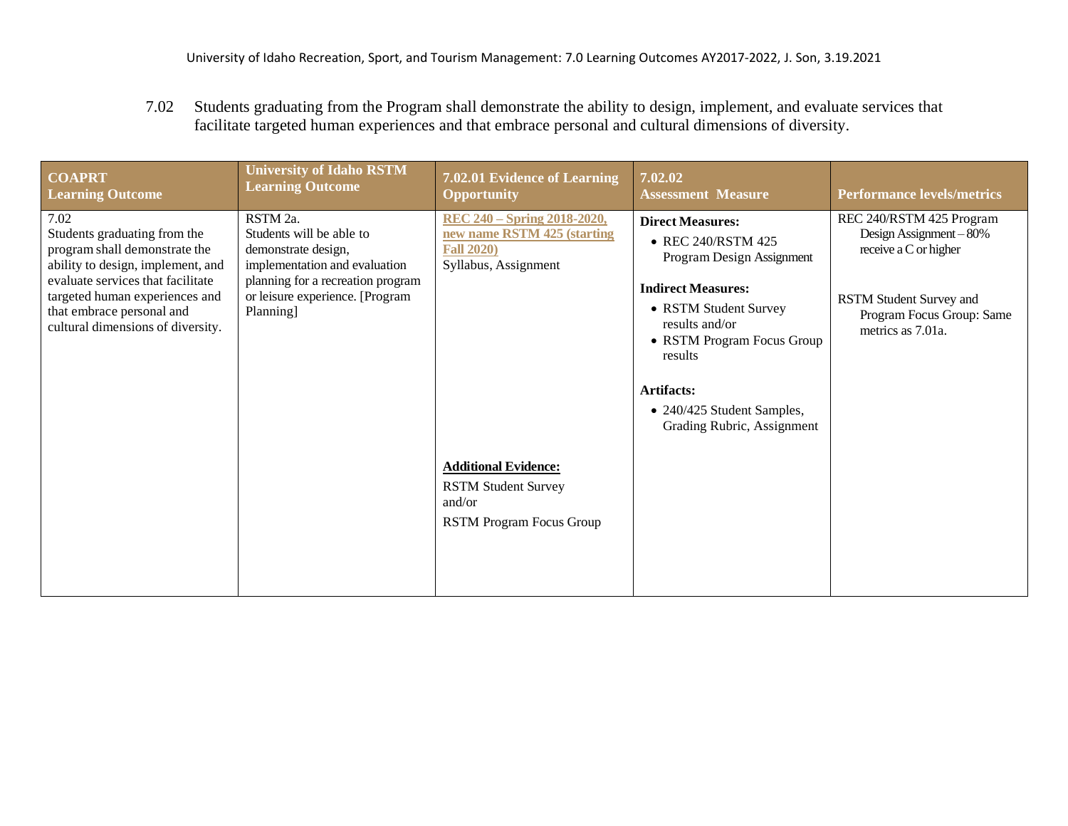7.02 Students graduating from the Program shall demonstrate the ability to design, implement, and evaluate services that facilitate targeted human experiences and that embrace personal and cultural dimensions of diversity.

| COAPRT Learning Outcome | University of Idaho RSTM Learning Outcome | 7.02.01 Evidence of Learning Opportunity | 7.02.02 Assessment Measure | Performance levels/metrics |
|---|---|---|---|---|
| 7.02<br>Students graduating from the program shall demonstrate the ability to design, implement, and evaluate services that facilitate targeted human experiences and that embrace personal and cultural dimensions of diversity. | RSTM 2a.<br>Students will be able to demonstrate design, implementation and evaluation planning for a recreation program or leisure experience. [Program Planning] | **REC 240 – Spring 2018-2020, new name RSTM 425 (starting Fall 2020)**<br>Syllabus, Assignment<br><br>**Additional Evidence:**<br>RSTM Student Survey<br>and/or<br>RSTM Program Focus Group | **Direct Measures:**<br>• REC 240/RSTM 425 Program Design Assignment<br><br>**Indirect Measures:**<br>• RSTM Student Survey results and/or<br>• RSTM Program Focus Group results<br><br>**Artifacts:**<br>• 240/425 Student Samples, Grading Rubric, Assignment | REC 240/RSTM 425 Program Design Assignment – 80% receive a C or higher<br><br>RSTM Student Survey and Program Focus Group: Same metrics as 7.01a. |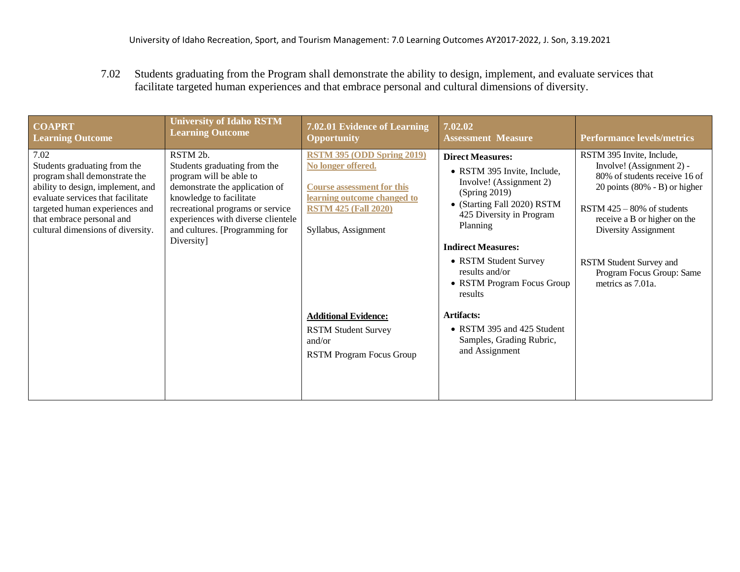7.02 Students graduating from the Program shall demonstrate the ability to design, implement, and evaluate services that facilitate targeted human experiences and that embrace personal and cultural dimensions of diversity.

| COAPRT Learning Outcome | University of Idaho RSTM Learning Outcome | 7.02.01 Evidence of Learning Opportunity | 7.02.02 Assessment Measure | Performance levels/metrics |
|---|---|---|---|---|
| 7.02<br>Students graduating from the program shall demonstrate the ability to design, implement, and evaluate services that facilitate targeted human experiences and that embrace personal and cultural dimensions of diversity. | RSTM 2b.<br>Students graduating from the program will be able to demonstrate the application of knowledge to facilitate recreational programs or service experiences with diverse clientele and cultures. [Programming for Diversity] | **RSTM 395 (ODD Spring 2019) No longer offered.**<br><br>**Course assessment for this learning outcome changed to RSTM 425 (Fall 2020)**<br><br>Syllabus, Assignment<br><br>**Additional Evidence:**<br>RSTM Student Survey<br>and/or<br>RSTM Program Focus Group | **Direct Measures:**<br>• RSTM 395 Invite, Include, Involve! (Assignment 2) (Spring 2019)<br>• (Starting Fall 2020) RSTM 425 Diversity in Program Planning<br><br>**Indirect Measures:**<br>• RSTM Student Survey results and/or<br>• RSTM Program Focus Group results<br><br>**Artifacts:**<br>• RSTM 395 and 425 Student Samples, Grading Rubric, and Assignment | RSTM 395 Invite, Include, Involve! (Assignment 2) - 80% of students receive 16 of 20 points (80% - B) or higher<br><br>RSTM 425 – 80% of students receive a B or higher on the Diversity Assignment<br><br>RSTM Student Survey and Program Focus Group: Same metrics as 7.01a. |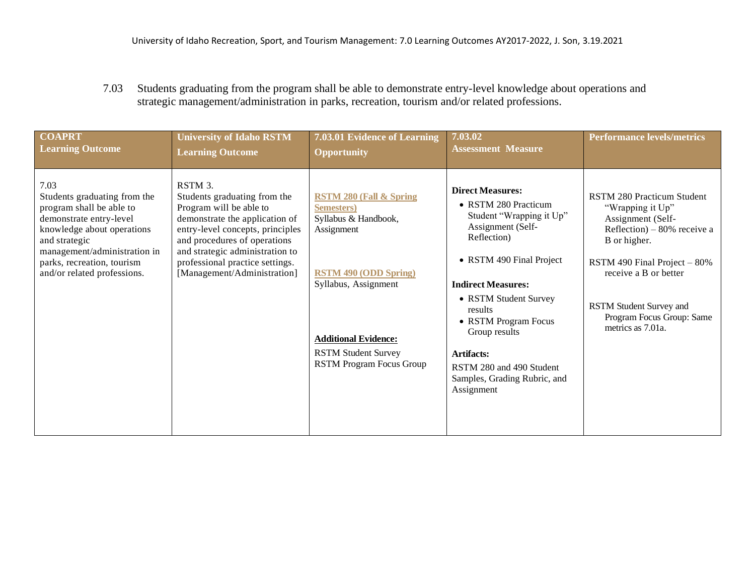7.03 Students graduating from the program shall be able to demonstrate entry-level knowledge about operations and strategic management/administration in parks, recreation, tourism and/or related professions.

| COAPRT Learning Outcome | University of Idaho RSTM Learning Outcome | 7.03.01 Evidence of Learning Opportunity | 7.03.02 Assessment Measure | Performance levels/metrics |
|---|---|---|---|---|
| 7.03<br>Students graduating from the program shall be able to demonstrate entry-level knowledge about operations and strategic management/administration in parks, recreation, tourism and/or related professions. | RSTM 3.<br>Students graduating from the Program will be able to demonstrate the application of entry-level concepts, principles and procedures of operations and strategic administration to professional practice settings. [Management/Administration] | **RSTM 280 (Fall & Spring Semesters)**<br>Syllabus & Handbook, Assignment<br><br>**RSTM 490 (ODD Spring)**<br>Syllabus, Assignment<br><br>**Additional Evidence:**<br>RSTM Student Survey<br>RSTM Program Focus Group | **Direct Measures:**<br>• RSTM 280 Practicum Student "Wrapping it Up" Assignment (Self-Reflection)<br>• RSTM 490 Final Project<br><br>**Indirect Measures:**<br>• RSTM Student Survey results<br>• RSTM Program Focus Group results<br><br>**Artifacts:**<br>RSTM 280 and 490 Student Samples, Grading Rubric, and Assignment | RSTM 280 Practicum Student "Wrapping it Up" Assignment (Self-Reflection) – 80% receive a B or higher.<br><br>RSTM 490 Final Project – 80% receive a B or better<br><br>RSTM Student Survey and Program Focus Group: Same metrics as 7.01a. |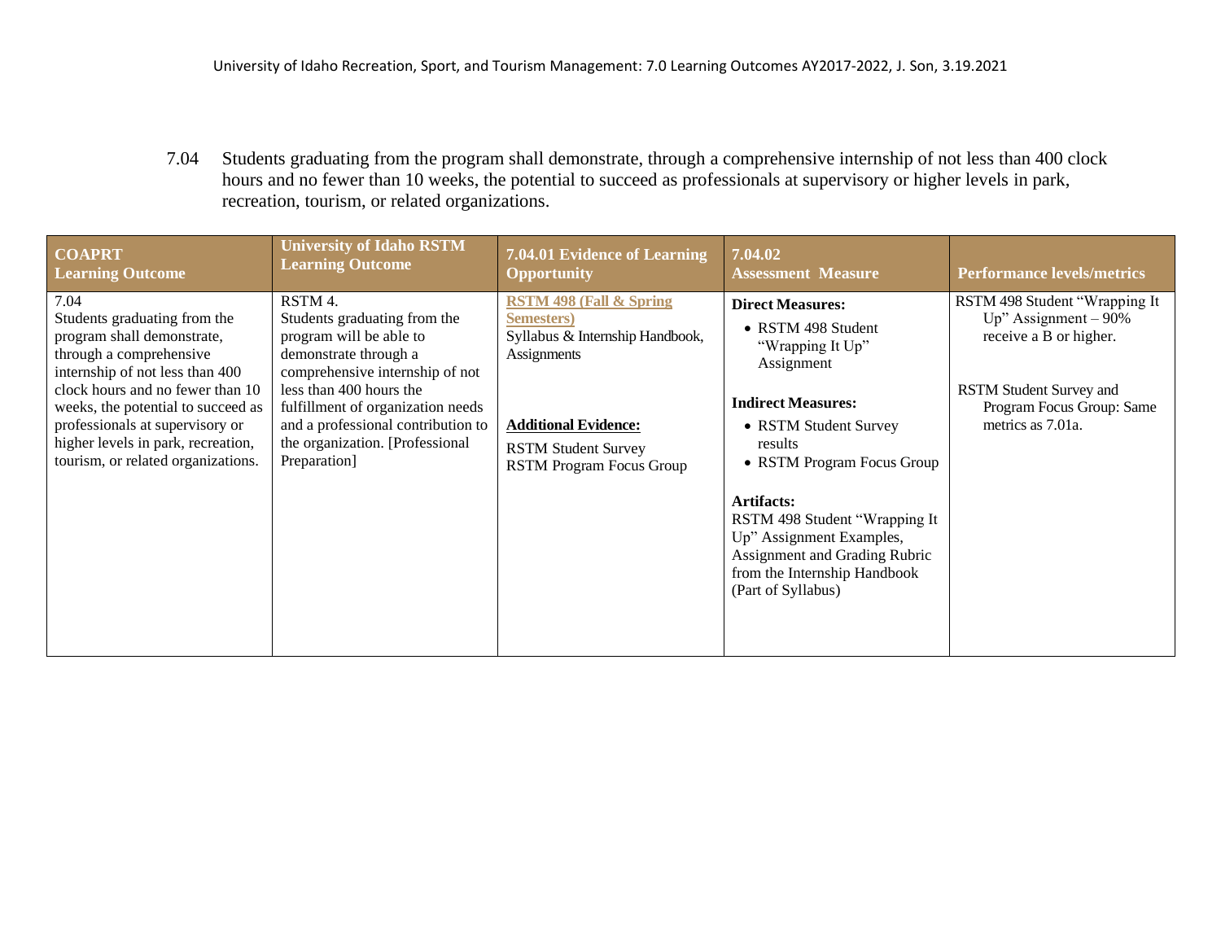7.04 Students graduating from the program shall demonstrate, through a comprehensive internship of not less than 400 clock hours and no fewer than 10 weeks, the potential to succeed as professionals at supervisory or higher levels in park, recreation, tourism, or related organizations.

| COAPRT Learning Outcome | University of Idaho RSTM Learning Outcome | 7.04.01 Evidence of Learning Opportunity | 7.04.02 Assessment Measure | Performance levels/metrics |
|---|---|---|---|---|
| 7.04<br>Students graduating from the program shall demonstrate, through a comprehensive internship of not less than 400 clock hours and no fewer than 10 weeks, the potential to succeed as professionals at supervisory or higher levels in park, recreation, tourism, or related organizations. | RSTM 4.<br>Students graduating from the program will be able to demonstrate through a comprehensive internship of not less than 400 hours the fulfillment of organization needs and a professional contribution to the organization. [Professional Preparation] | **RSTM 498 (Fall & Spring Semesters)**<br>Syllabus & Internship Handbook, Assignments<br><br>**Additional Evidence:**<br>RSTM Student Survey<br>RSTM Program Focus Group | **Direct Measures:**<br>• RSTM 498 Student "Wrapping It Up" Assignment<br><br>**Indirect Measures:**<br>• RSTM Student Survey results<br>• RSTM Program Focus Group<br><br>**Artifacts:**<br>RSTM 498 Student "Wrapping It Up" Assignment Examples, Assignment and Grading Rubric from the Internship Handbook (Part of Syllabus) | RSTM 498 Student "Wrapping It Up" Assignment – 90% receive a B or higher.<br><br>RSTM Student Survey and Program Focus Group: Same metrics as 7.01a. |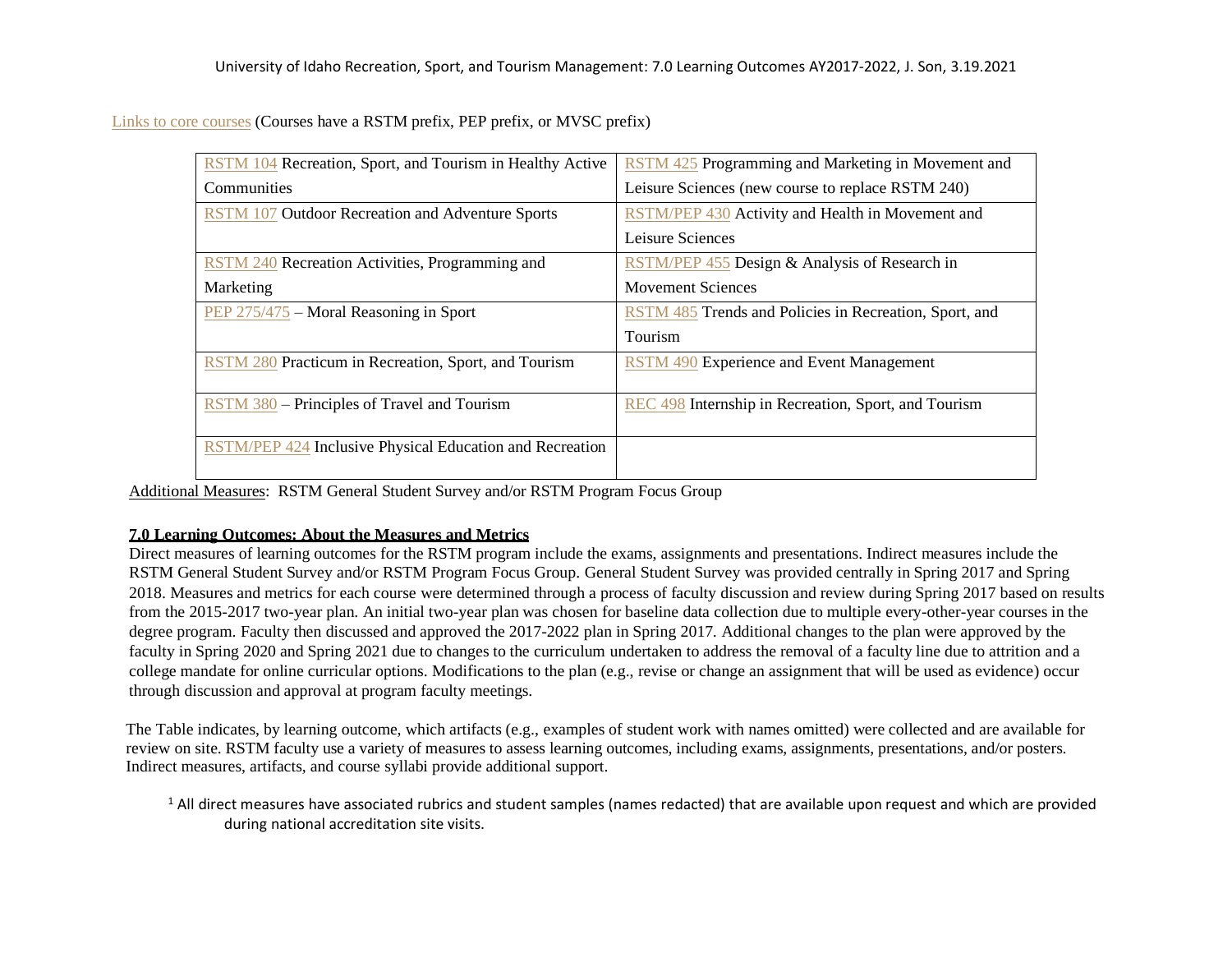Links to core courses (Courses have a RSTM prefix, PEP prefix, or MVSC prefix)

| | |
|---|---|
| RSTM 104 Recreation, Sport, and Tourism in Healthy Active Communities | RSTM 425 Programming and Marketing in Movement and Leisure Sciences (new course to replace RSTM 240) |
| RSTM 107 Outdoor Recreation and Adventure Sports | RSTM/PEP 430 Activity and Health in Movement and Leisure Sciences |
| RSTM 240 Recreation Activities, Programming and Marketing | RSTM/PEP 455 Design & Analysis of Research in Movement Sciences |
| PEP 275/475 – Moral Reasoning in Sport | RSTM 485 Trends and Policies in Recreation, Sport, and Tourism |
| RSTM 280 Practicum in Recreation, Sport, and Tourism | RSTM 490 Experience and Event Management |
| RSTM 380 – Principles of Travel and Tourism | REC 498 Internship in Recreation, Sport, and Tourism |
| RSTM/PEP 424 Inclusive Physical Education and Recreation | |

Additional Measures: RSTM General Student Survey and/or RSTM Program Focus Group

**7.0 Learning Outcomes: About the Measures and Metrics**

Direct measures of learning outcomes for the RSTM program include the exams, assignments and presentations. Indirect measures include the RSTM General Student Survey and/or RSTM Program Focus Group. General Student Survey was provided centrally in Spring 2017 and Spring 2018. Measures and metrics for each course were determined through a process of faculty discussion and review during Spring 2017 based on results from the 2015-2017 two-year plan. An initial two-year plan was chosen for baseline data collection due to multiple every-other-year courses in the degree program. Faculty then discussed and approved the 2017-2022 plan in Spring 2017. Additional changes to the plan were approved by the faculty in Spring 2020 and Spring 2021 due to changes to the curriculum undertaken to address the removal of a faculty line due to attrition and a college mandate for online curricular options. Modifications to the plan (e.g., revise or change an assignment that will be used as evidence) occur through discussion and approval at program faculty meetings.

The Table indicates, by learning outcome, which artifacts (e.g., examples of student work with names omitted) were collected and are available for review on site. RSTM faculty use a variety of measures to assess learning outcomes, including exams, assignments, presentations, and/or posters. Indirect measures, artifacts, and course syllabi provide additional support.

[1] All direct measures have associated rubrics and student samples (names redacted) that are available upon request and which are provided during national accreditation site visits.